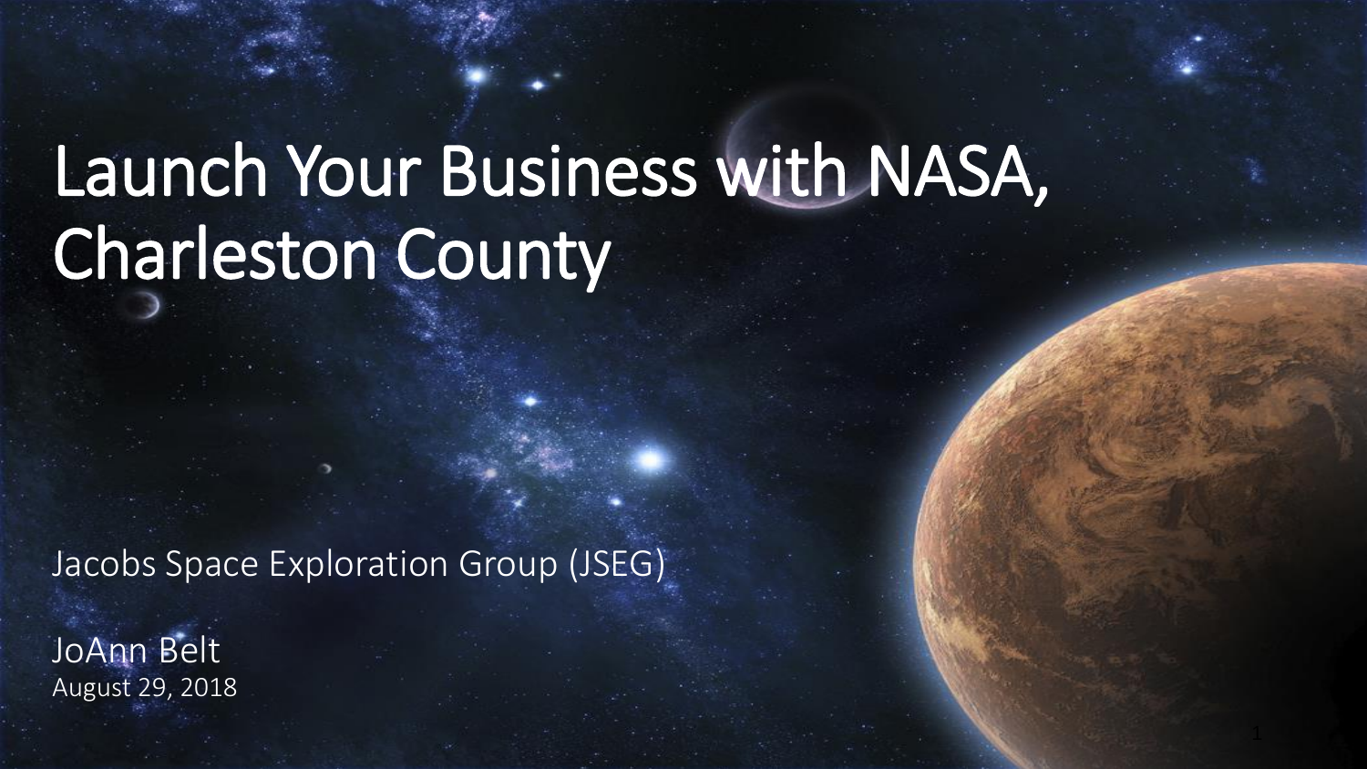# Launch Your Business with NASA, Charleston County

Jacobs Space Exploration Group (JSEG)

JoAnn Belt
August 29, 2018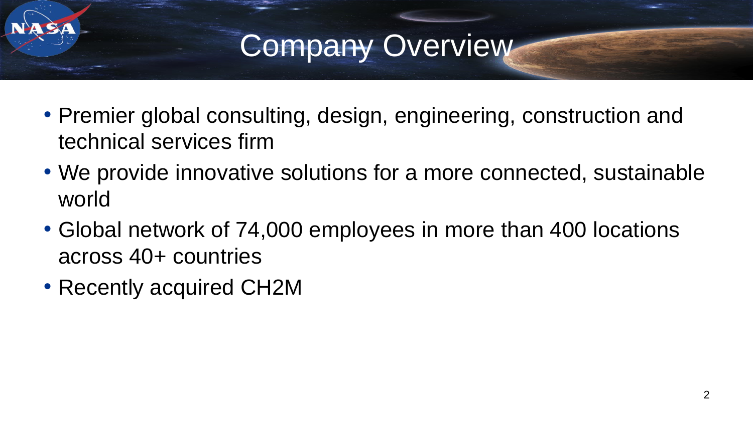# Company Overview

- Premier global consulting, design, engineering, construction and technical services firm
- We provide innovative solutions for a more connected, sustainable world
- Global network of 74,000 employees in more than 400 locations across 40+ countries
- Recently acquired CH2M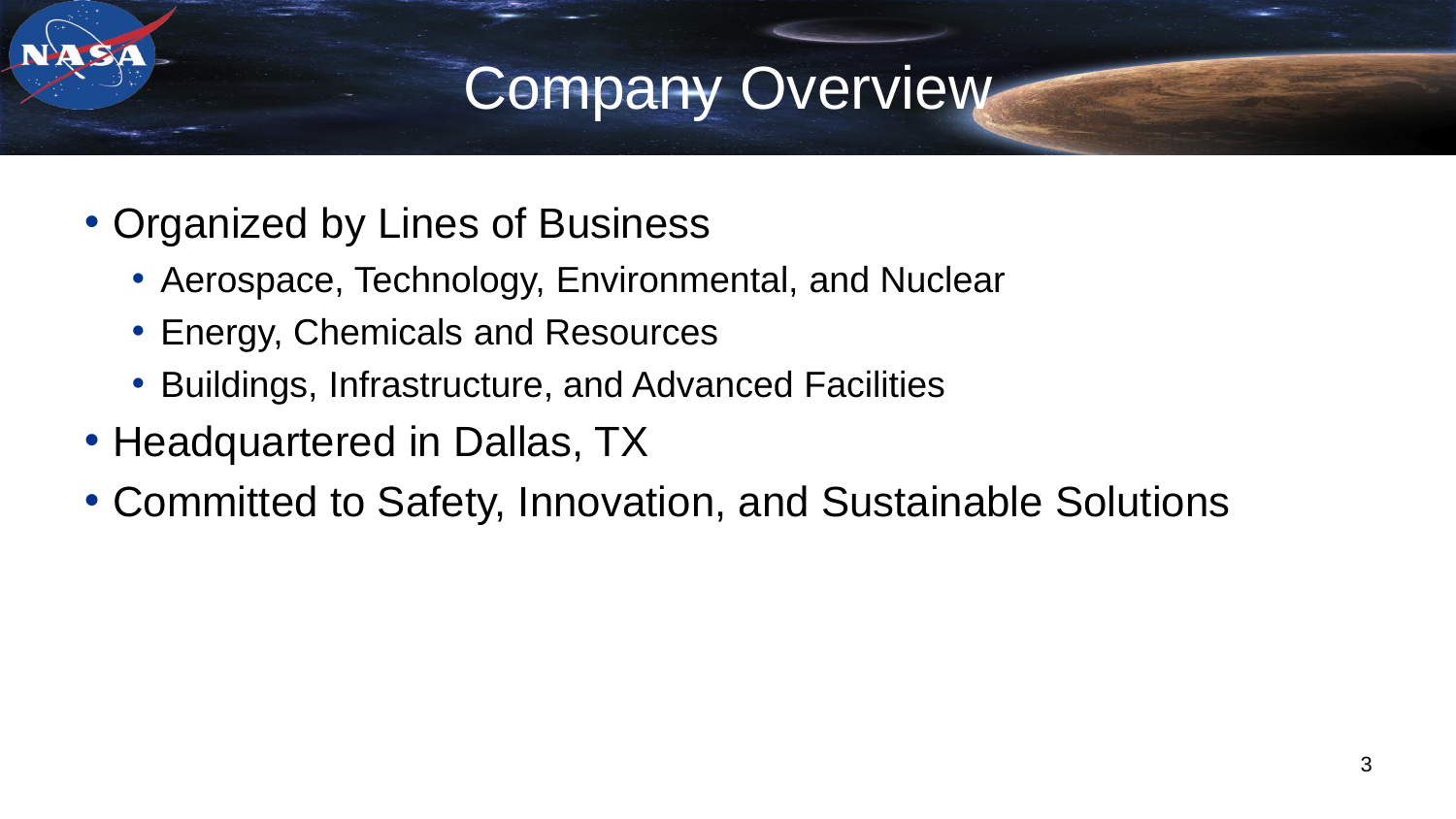# Company Overview

- Organized by Lines of Business
  - Aerospace, Technology, Environmental, and Nuclear
  - Energy, Chemicals and Resources
  - Buildings, Infrastructure, and Advanced Facilities
- Headquartered in Dallas, TX
- Committed to Safety, Innovation, and Sustainable Solutions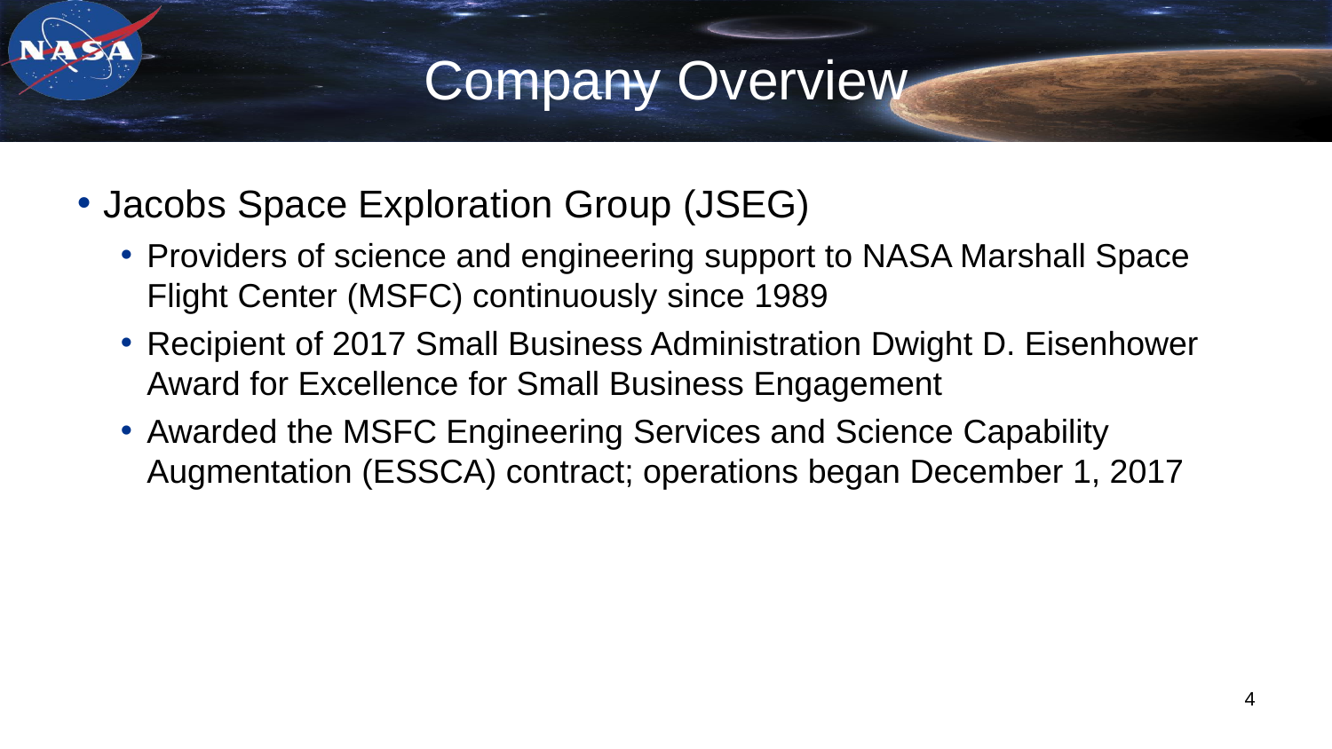# Company Overview

- Jacobs Space Exploration Group (JSEG)
  - Providers of science and engineering support to NASA Marshall Space Flight Center (MSFC) continuously since 1989
  - Recipient of 2017 Small Business Administration Dwight D. Eisenhower Award for Excellence for Small Business Engagement
  - Awarded the MSFC Engineering Services and Science Capability Augmentation (ESSCA) contract; operations began December 1, 2017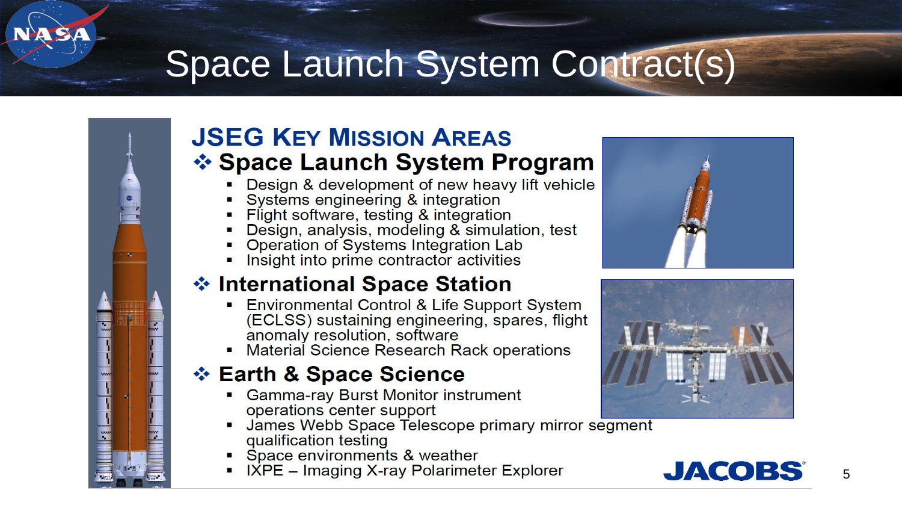# Space Launch System Contract(s)

## JSEG Key Mission Areas

### Space Launch System Program

- Design & development of new heavy lift vehicle
- Systems engineering & integration
- Flight software, testing & integration
- Design, analysis, modeling & simulation, test
- Operation of Systems Integration Lab
- Insight into prime contractor activities

### International Space Station

- Environmental Control & Life Support System (ECLSS) sustaining engineering, spares, flight anomaly resolution, software
- Material Science Research Rack operations

### Earth & Space Science

- Gamma-ray Burst Monitor instrument operations center support
- James Webb Space Telescope primary mirror segment qualification testing
- Space environments & weather
- IXPE – Imaging X-ray Polarimeter Explorer

JACOBS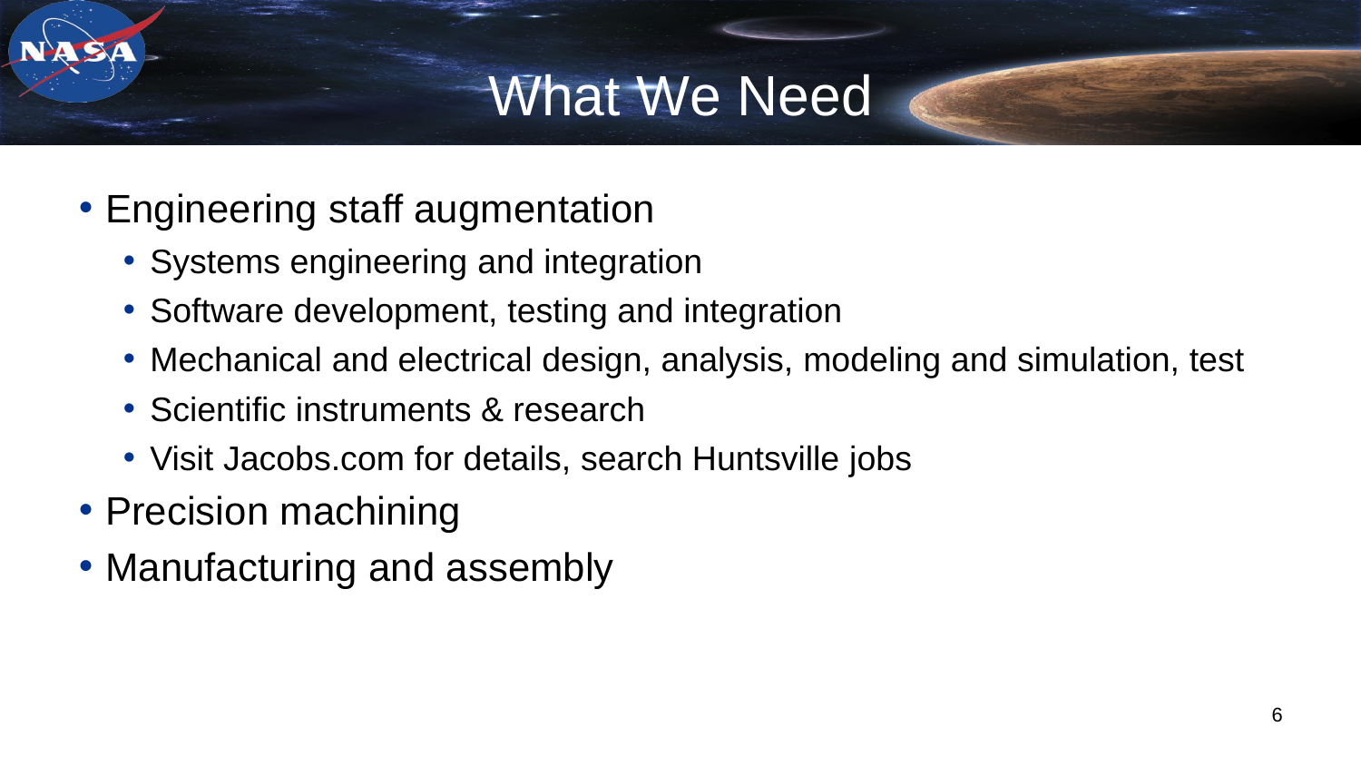# What We Need

- Engineering staff augmentation
  - Systems engineering and integration
  - Software development, testing and integration
  - Mechanical and electrical design, analysis, modeling and simulation, test
  - Scientific instruments & research
  - Visit Jacobs.com for details, search Huntsville jobs
- Precision machining
- Manufacturing and assembly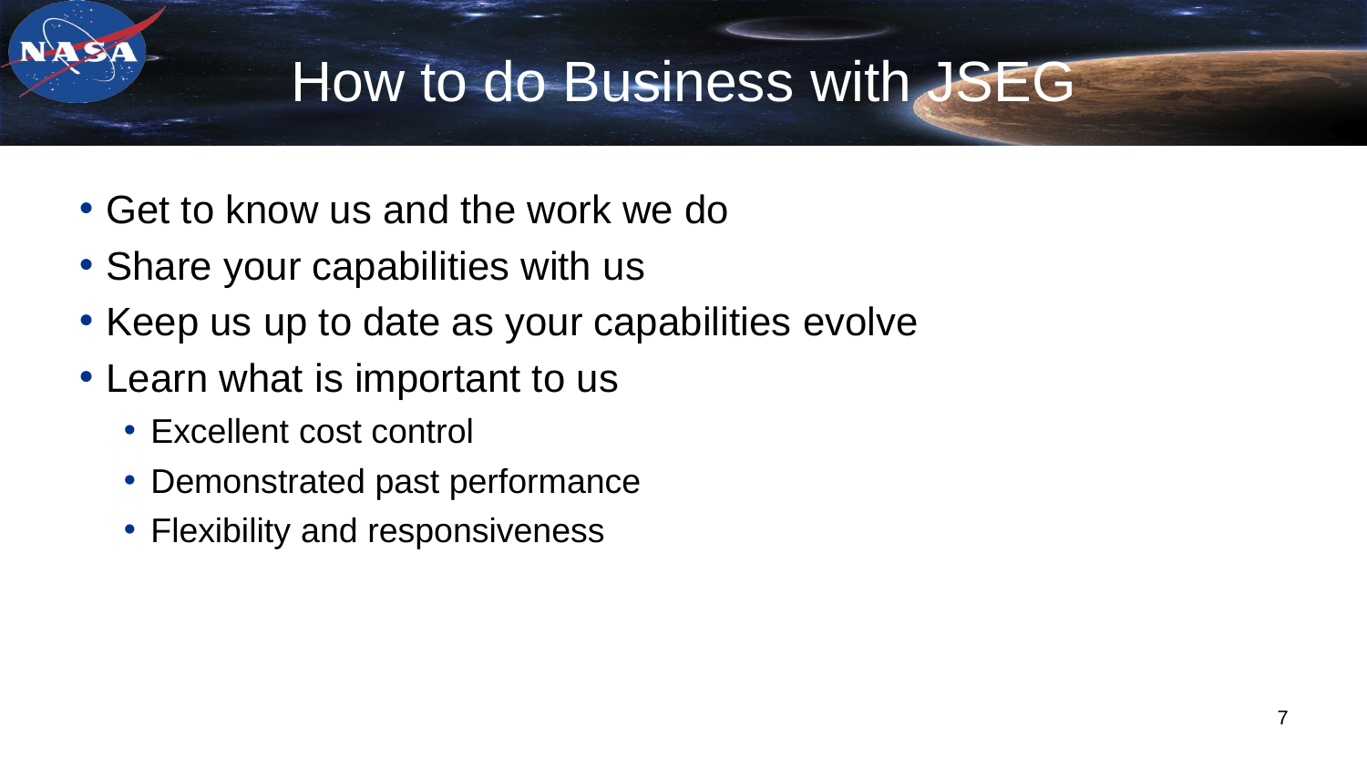# How to do Business with JSEG

- Get to know us and the work we do
- Share your capabilities with us
- Keep us up to date as your capabilities evolve
- Learn what is important to us
  - Excellent cost control
  - Demonstrated past performance
  - Flexibility and responsiveness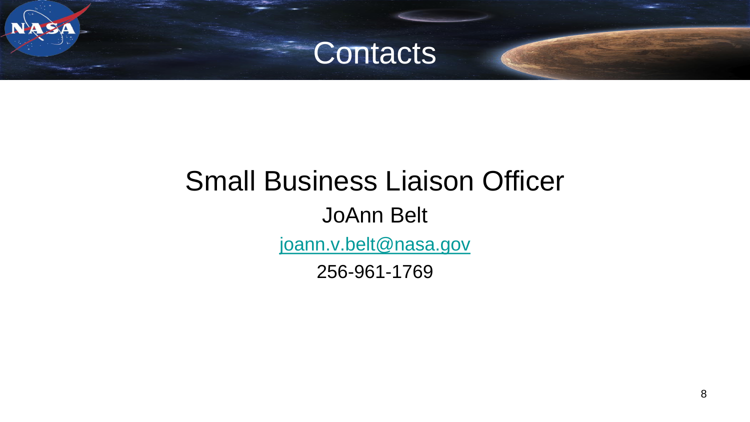# Contacts

## Small Business Liaison Officer

JoAnn Belt

joann.v.belt@nasa.gov

256-961-1769